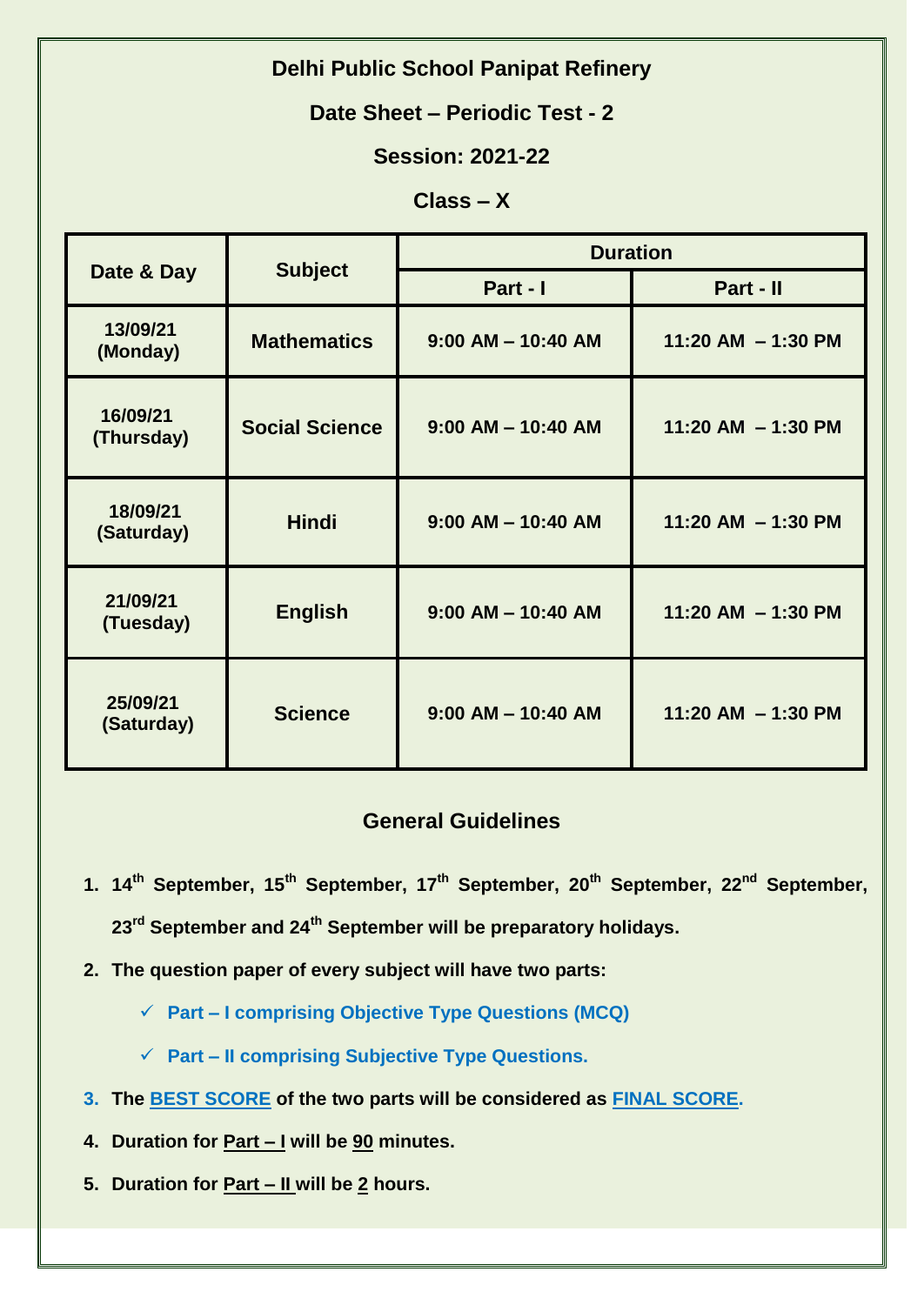# Delhi Public School Panipat Refinery

## Date Sheet – Periodic Test - 2

## Session: 2021-22

## Class – X

| Date & Day | Subject | Duration | |
|---|---|---|---|
| | | Part - I | Part - II |
| 13/09/21 (Monday) | Mathematics | 9:00 AM – 10:40 AM | 11:20 AM – 1:30 PM |
| 16/09/21 (Thursday) | Social Science | 9:00 AM – 10:40 AM | 11:20 AM – 1:30 PM |
| 18/09/21 (Saturday) | Hindi | 9:00 AM – 10:40 AM | 11:20 AM – 1:30 PM |
| 21/09/21 (Tuesday) | English | 9:00 AM – 10:40 AM | 11:20 AM – 1:30 PM |
| 25/09/21 (Saturday) | Science | 9:00 AM – 10:40 AM | 11:20 AM – 1:30 PM |

## General Guidelines

1. **14th September, 15th September, 17th September, 20th September, 22nd September, 23rd September and 24th September will be preparatory holidays.**
2. **The question paper of every subject will have two parts:**
   - ✓ **Part – I comprising Objective Type Questions (MCQ)**
   - ✓ **Part – II comprising Subjective Type Questions.**
3. **The BEST SCORE of the two parts will be considered as FINAL SCORE.**
4. **Duration for Part – I will be 90 minutes.**
5. **Duration for Part – II will be 2 hours.**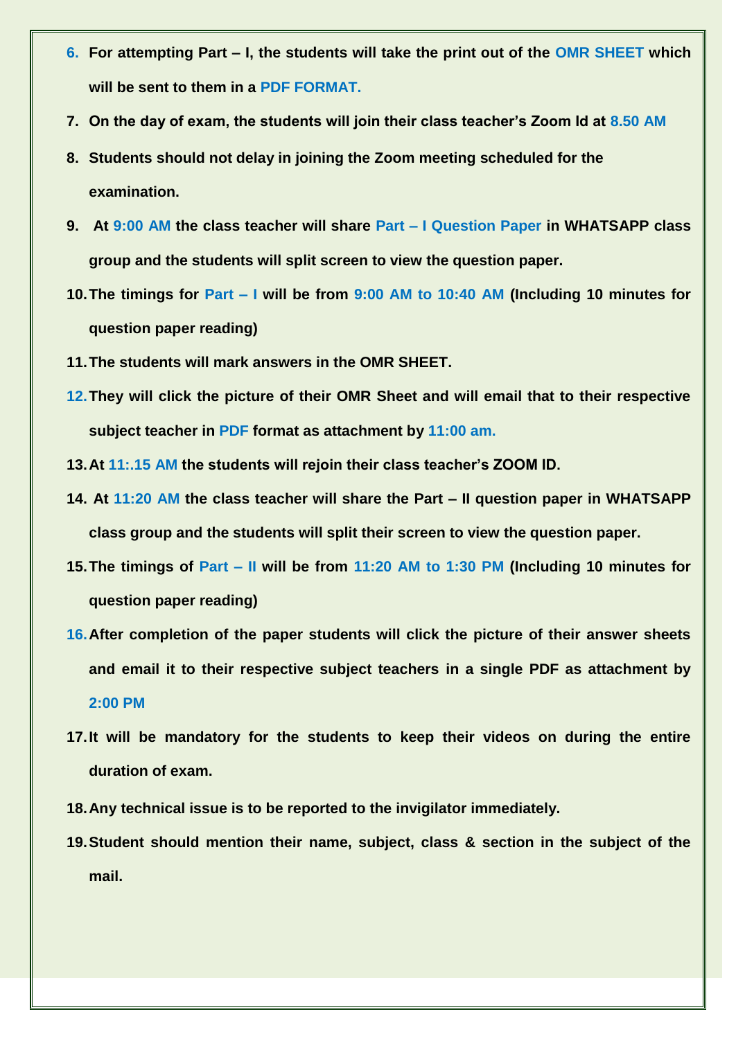6. **For attempting Part – I, the students will take the print out of the OMR SHEET which will be sent to them in a PDF FORMAT.**
7. **On the day of exam, the students will join their class teacher's Zoom Id at 8.50 AM**
8. **Students should not delay in joining the Zoom meeting scheduled for the examination.**
9. **At 9:00 AM the class teacher will share Part – I Question Paper in WHATSAPP class group and the students will split screen to view the question paper.**
10. **The timings for Part – I will be from 9:00 AM to 10:40 AM (Including 10 minutes for question paper reading)**
11. **The students will mark answers in the OMR SHEET.**
12. **They will click the picture of their OMR Sheet and will email that to their respective subject teacher in PDF format as attachment by 11:00 am.**
13. **At 11:.15 AM the students will rejoin their class teacher's ZOOM ID.**
14. **At 11:20 AM the class teacher will share the Part – II question paper in WHATSAPP class group and the students will split their screen to view the question paper.**
15. **The timings of Part – II will be from 11:20 AM to 1:30 PM (Including 10 minutes for question paper reading)**
16. **After completion of the paper students will click the picture of their answer sheets and email it to their respective subject teachers in a single PDF as attachment by 2:00 PM**
17. **It will be mandatory for the students to keep their videos on during the entire duration of exam.**
18. **Any technical issue is to be reported to the invigilator immediately.**
19. **Student should mention their name, subject, class & section in the subject of the mail.**